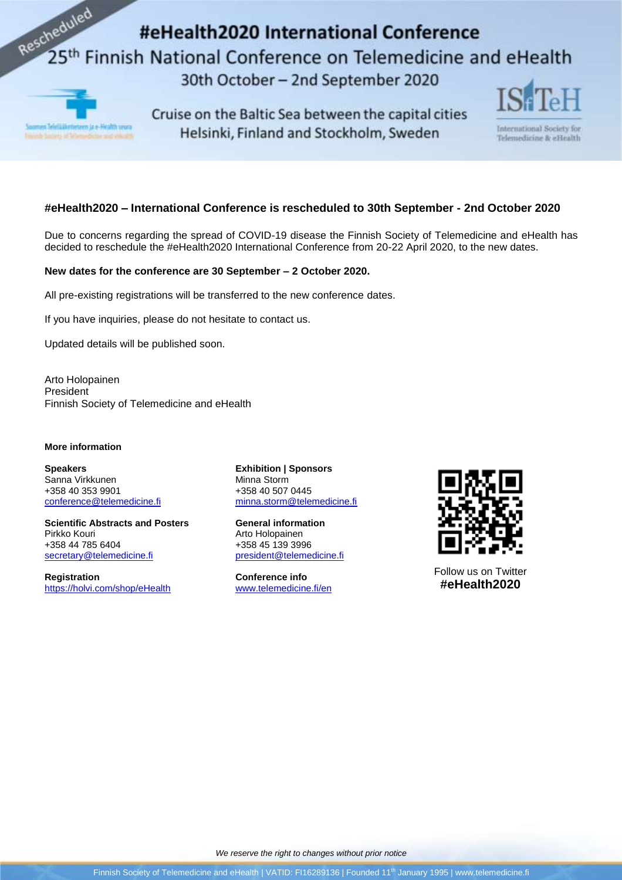Rescheduled

# #eHealth2020 International Conference

## 25th Finnish National Conference on Telemedicine and eHealth

30th October – 2nd September 2020

Cruise on the Baltic Sea between the capital cities Helsinki, Finland and Stockholm, Sweden

Suomen Telelääketieteen ja e-Health seura
Finnish Society of Telemedicine and eHealth

ISfTeH
International Society for Telemedicine & eHealth

### #eHealth2020 – International Conference is rescheduled to 30th September - 2nd October 2020

Due to concerns regarding the spread of COVID-19 disease the Finnish Society of Telemedicine and eHealth has decided to reschedule the #eHealth2020 International Conference from 20-22 April 2020, to the new dates.

**New dates for the conference are 30 September – 2 October 2020.**

All pre-existing registrations will be transferred to the new conference dates.

If you have inquiries, please do not hesitate to contact us.

Updated details will be published soon.

Arto Holopainen
President
Finnish Society of Telemedicine and eHealth

**More information**

**Speakers**
Sanna Virkkunen
+358 40 353 9901
conference@telemedicine.fi

**Scientific Abstracts and Posters**
Pirkko Kouri
+358 44 785 6404
secretary@telemedicine.fi

**Registration**
https://holvi.com/shop/eHealth

**Exhibition | Sponsors**
Minna Storm
+358 40 507 0445
minna.storm@telemedicine.fi

**General information**
Arto Holopainen
+358 45 139 3996
president@telemedicine.fi

**Conference info**
www.telemedicine.fi/en

Follow us on Twitter
**#eHealth2020**

*We reserve the right to changes without prior notice*

Finnish Society of Telemedicine and eHealth | VATID: FI16289136 | Founded 11th January 1995 | www.telemedicine.fi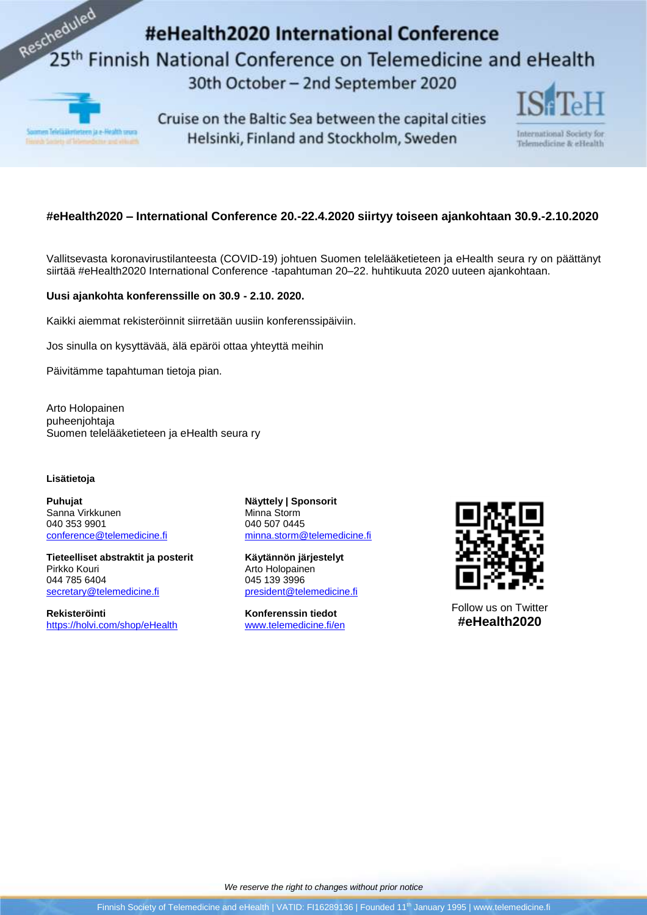Rescheduled

# #eHealth2020 International Conference

25th Finnish National Conference on Telemedicine and eHealth

30th October – 2nd September 2020

Cruise on the Baltic Sea between the capital cities Helsinki, Finland and Stockholm, Sweden

Suomen Telelääketieteen ja e-Health seura
Finnish Society of Telemedicine and eHealth

ISfTeH
International Society for Telemedicine & eHealth

### #eHealth2020 – International Conference 20.-22.4.2020 siirtyy toiseen ajankohtaan 30.9.-2.10.2020

Vallitsevasta koronavirustilanteesta (COVID-19) johtuen Suomen telelääketieteen ja eHealth seura ry on päättänyt siirtää #eHealth2020 International Conference -tapahtuman 20–22. huhtikuuta 2020 uuteen ajankohtaan.

**Uusi ajankohta konferenssille on 30.9 - 2.10. 2020.**

Kaikki aiemmat rekisteröinnit siirretään uusiin konferenssipäiviin.

Jos sinulla on kysyttävää, älä epäröi ottaa yhteyttä meihin

Päivitämme tapahtuman tietoja pian.

Arto Holopainen
puheenjohtaja
Suomen telelääketieteen ja eHealth seura ry

**Lisätietoja**

**Puhujat**
Sanna Virkkunen
040 353 9901
conference@telemedicine.fi

**Tieteelliset abstraktit ja posterit**
Pirkko Kouri
044 785 6404
secretary@telemedicine.fi

**Rekisteröinti**
https://holvi.com/shop/eHealth

**Näyttely | Sponsorit**
Minna Storm
040 507 0445
minna.storm@telemedicine.fi

**Käytännön järjestelyt**
Arto Holopainen
045 139 3996
president@telemedicine.fi

**Konferenssin tiedot**
www.telemedicine.fi/en

Follow us on Twitter
**#eHealth2020**

*We reserve the right to changes without prior notice*

Finnish Society of Telemedicine and eHealth | VATID: FI16289136 | Founded 11th January 1995 | www.telemedicine.fi